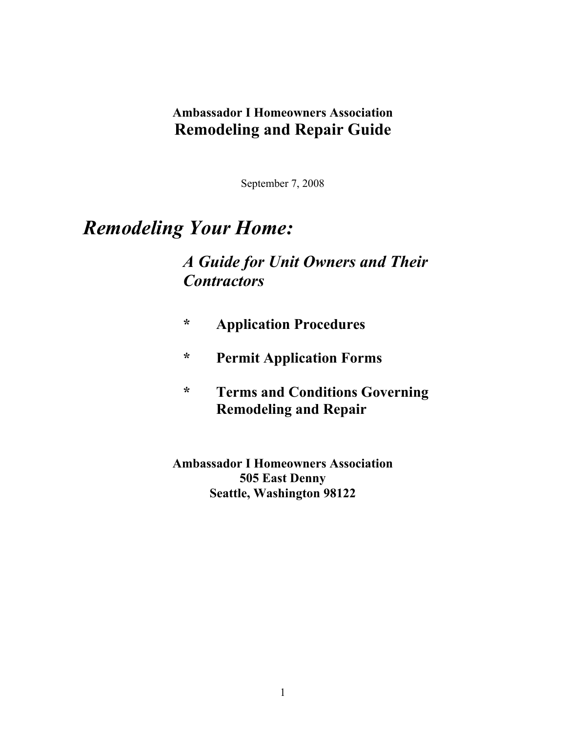**Ambassador I Homeowners Association**

# Remodeling and Repair Guide

September 7, 2008

# *Remodeling Your Home:*

## *A Guide for Unit Owners and Their Contractors*

- **Application Procedures**
- **Permit Application Forms**
- **Terms and Conditions Governing Remodeling and Repair**

**Ambassador I Homeowners Association**
**505 East Denny**
**Seattle, Washington 98122**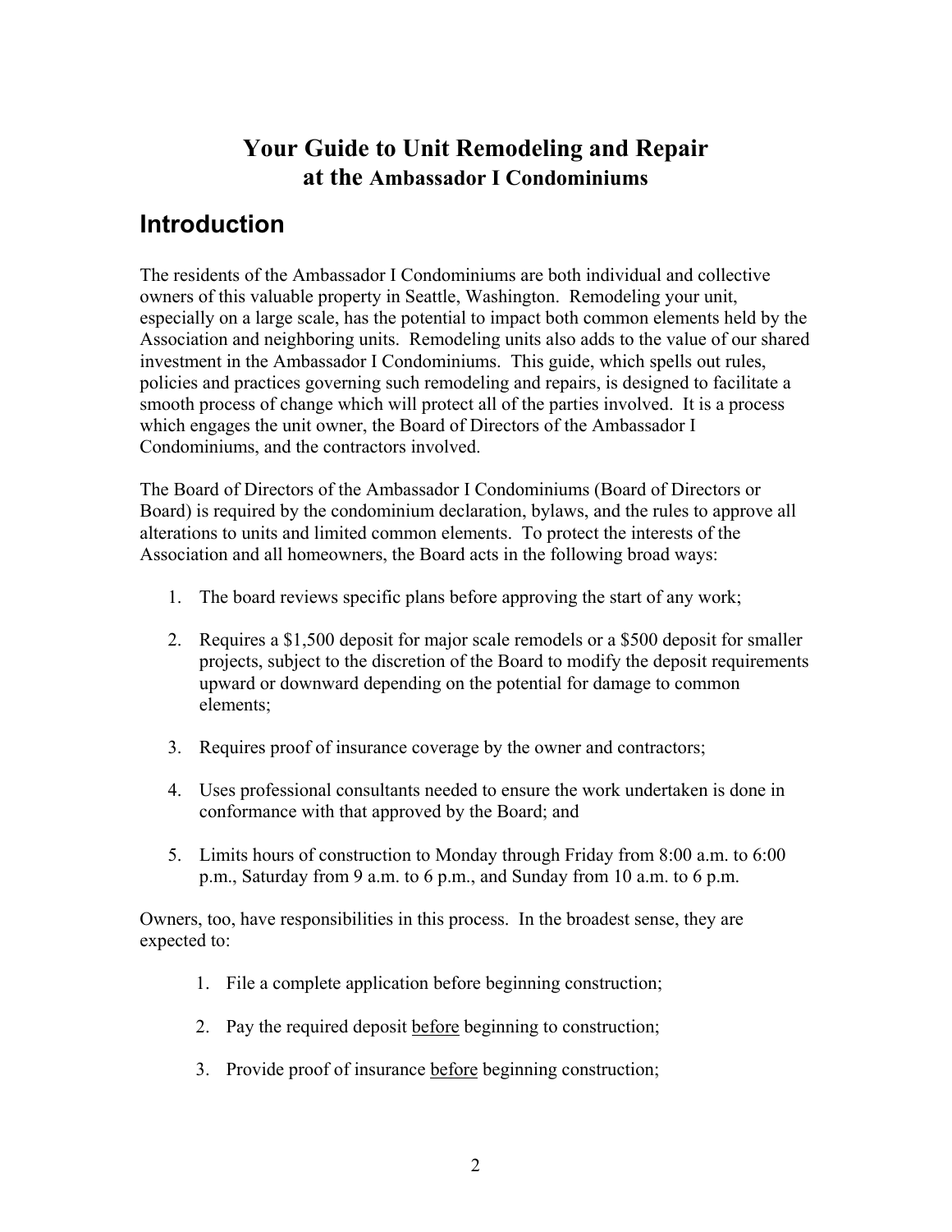# Your Guide to Unit Remodeling and Repair
## at the Ambassador I Condominiums

## Introduction

The residents of the Ambassador I Condominiums are both individual and collective owners of this valuable property in Seattle, Washington. Remodeling your unit, especially on a large scale, has the potential to impact both common elements held by the Association and neighboring units. Remodeling units also adds to the value of our shared investment in the Ambassador I Condominiums. This guide, which spells out rules, policies and practices governing such remodeling and repairs, is designed to facilitate a smooth process of change which will protect all of the parties involved. It is a process which engages the unit owner, the Board of Directors of the Ambassador I Condominiums, and the contractors involved.

The Board of Directors of the Ambassador I Condominiums (Board of Directors or Board) is required by the condominium declaration, bylaws, and the rules to approve all alterations to units and limited common elements. To protect the interests of the Association and all homeowners, the Board acts in the following broad ways:

1. The board reviews specific plans before approving the start of any work;
2. Requires a $1,500 deposit for major scale remodels or a $500 deposit for smaller projects, subject to the discretion of the Board to modify the deposit requirements upward or downward depending on the potential for damage to common elements;
3. Requires proof of insurance coverage by the owner and contractors;
4. Uses professional consultants needed to ensure the work undertaken is done in conformance with that approved by the Board; and
5. Limits hours of construction to Monday through Friday from 8:00 a.m. to 6:00 p.m., Saturday from 9 a.m. to 6 p.m., and Sunday from 10 a.m. to 6 p.m.

Owners, too, have responsibilities in this process. In the broadest sense, they are expected to:

1. File a complete application before beginning construction;
2. Pay the required deposit <u>before</u> beginning to construction;
3. Provide proof of insurance <u>before</u> beginning construction;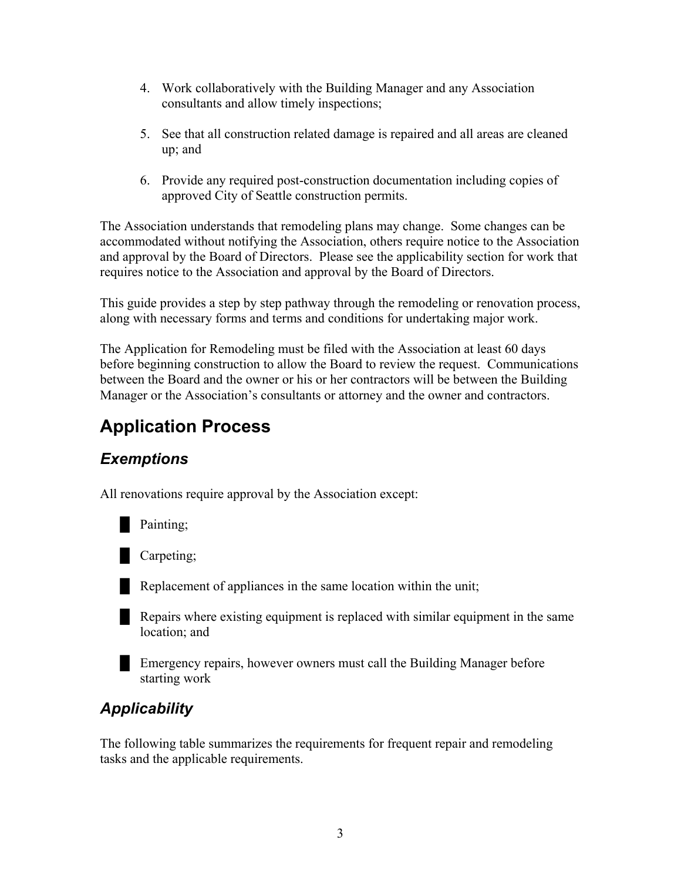4. Work collaboratively with the Building Manager and any Association consultants and allow timely inspections;

5. See that all construction related damage is repaired and all areas are cleaned up; and

6. Provide any required post-construction documentation including copies of approved City of Seattle construction permits.

The Association understands that remodeling plans may change. Some changes can be accommodated without notifying the Association, others require notice to the Association and approval by the Board of Directors. Please see the applicability section for work that requires notice to the Association and approval by the Board of Directors.

This guide provides a step by step pathway through the remodeling or renovation process, along with necessary forms and terms and conditions for undertaking major work.

The Application for Remodeling must be filed with the Association at least 60 days before beginning construction to allow the Board to review the request. Communications between the Board and the owner or his or her contractors will be between the Building Manager or the Association's consultants or attorney and the owner and contractors.

# Application Process

## *Exemptions*

All renovations require approval by the Association except:

- Painting;
- Carpeting;
- Replacement of appliances in the same location within the unit;
- Repairs where existing equipment is replaced with similar equipment in the same location; and
- Emergency repairs, however owners must call the Building Manager before starting work

## *Applicability*

The following table summarizes the requirements for frequent repair and remodeling tasks and the applicable requirements.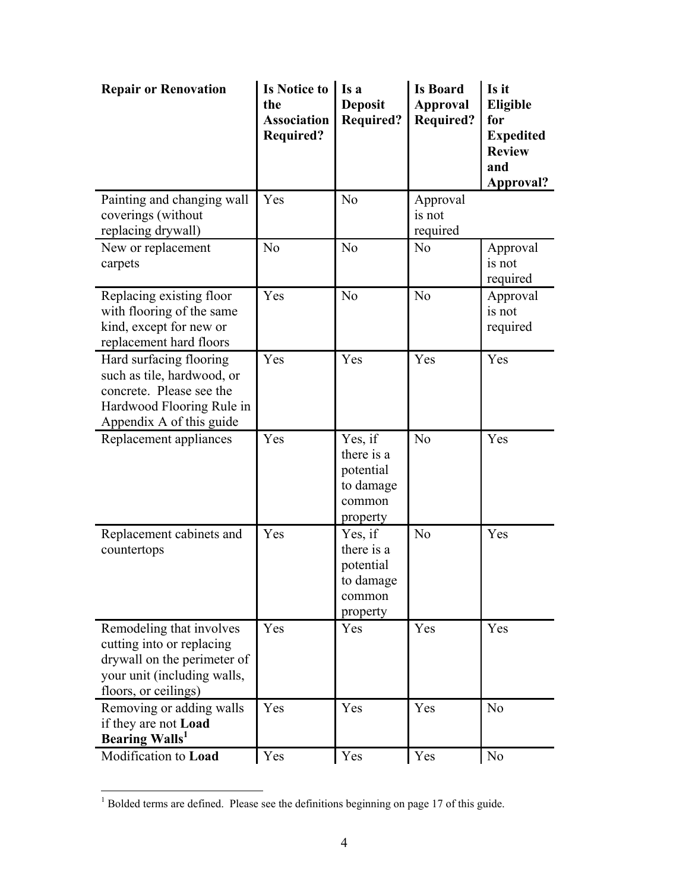| Repair or Renovation | Is Notice to the Association Required? | Is a Deposit Required? | Is Board Approval Required? | Is it Eligible for Expedited Review and Approval? |
|---|---|---|---|---|
| Painting and changing wall coverings (without replacing drywall) | Yes | No | Approval is not required | |
| New or replacement carpets | No | No | No | Approval is not required |
| Replacing existing floor with flooring of the same kind, except for new or replacement hard floors | Yes | No | No | Approval is not required |
| Hard surfacing flooring such as tile, hardwood, or concrete. Please see the Hardwood Flooring Rule in Appendix A of this guide | Yes | Yes | Yes | Yes |
| Replacement appliances | Yes | Yes, if there is a potential to damage common property | No | Yes |
| Replacement cabinets and countertops | Yes | Yes, if there is a potential to damage common property | No | Yes |
| Remodeling that involves cutting into or replacing drywall on the perimeter of your unit (including walls, floors, or ceilings) | Yes | Yes | Yes | Yes |
| Removing or adding walls if they are not **Load Bearing Walls**[1] | Yes | Yes | Yes | No |
| Modification to **Load** | Yes | Yes | Yes | No |

[1] Bolded terms are defined. Please see the definitions beginning on page 17 of this guide.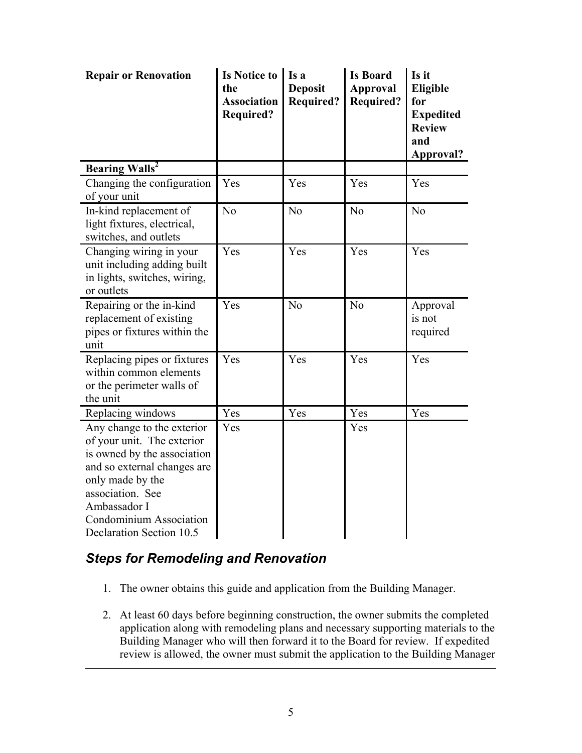| Repair or Renovation | Is Notice to the Association Required? | Is a Deposit Required? | Is Board Approval Required? | Is it Eligible for Expedited Review and Approval? |
|---|---|---|---|---|
| **Bearing Walls**[2] | | | | |
| Changing the configuration of your unit | Yes | Yes | Yes | Yes |
| In-kind replacement of light fixtures, electrical, switches, and outlets | No | No | No | No |
| Changing wiring in your unit including adding built in lights, switches, wiring, or outlets | Yes | Yes | Yes | Yes |
| Repairing or the in-kind replacement of existing pipes or fixtures within the unit | Yes | No | No | Approval is not required |
| Replacing pipes or fixtures within common elements or the perimeter walls of the unit | Yes | Yes | Yes | Yes |
| Replacing windows | Yes | Yes | Yes | Yes |
| Any change to the exterior of your unit. The exterior is owned by the association and so external changes are only made by the association. See Ambassador I Condominium Association Declaration Section 10.5 | Yes | | Yes | |

## *Steps for Remodeling and Renovation*

1. The owner obtains this guide and application from the Building Manager.

2. At least 60 days before beginning construction, the owner submits the completed application along with remodeling plans and necessary supporting materials to the Building Manager who will then forward it to the Board for review. If expedited review is allowed, the owner must submit the application to the Building Manager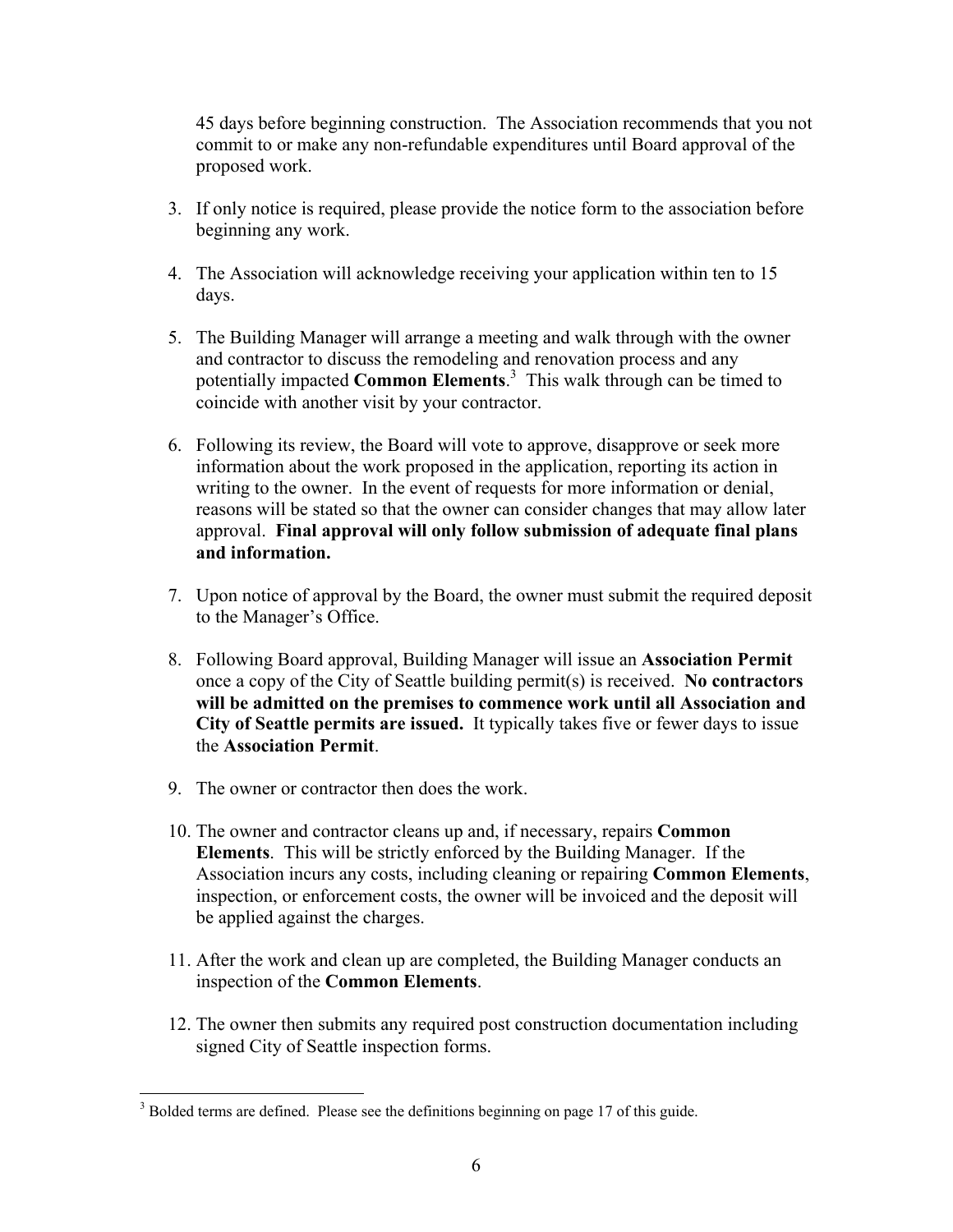45 days before beginning construction. The Association recommends that you not commit to or make any non-refundable expenditures until Board approval of the proposed work.

3. If only notice is required, please provide the notice form to the association before beginning any work.

4. The Association will acknowledge receiving your application within ten to 15 days.

5. The Building Manager will arrange a meeting and walk through with the owner and contractor to discuss the remodeling and renovation process and any potentially impacted **Common Elements**.[3] This walk through can be timed to coincide with another visit by your contractor.

6. Following its review, the Board will vote to approve, disapprove or seek more information about the work proposed in the application, reporting its action in writing to the owner. In the event of requests for more information or denial, reasons will be stated so that the owner can consider changes that may allow later approval. **Final approval will only follow submission of adequate final plans and information.**

7. Upon notice of approval by the Board, the owner must submit the required deposit to the Manager's Office.

8. Following Board approval, Building Manager will issue an **Association Permit** once a copy of the City of Seattle building permit(s) is received. **No contractors will be admitted on the premises to commence work until all Association and City of Seattle permits are issued.** It typically takes five or fewer days to issue the **Association Permit**.

9. The owner or contractor then does the work.

10. The owner and contractor cleans up and, if necessary, repairs **Common Elements**. This will be strictly enforced by the Building Manager. If the Association incurs any costs, including cleaning or repairing **Common Elements**, inspection, or enforcement costs, the owner will be invoiced and the deposit will be applied against the charges.

11. After the work and clean up are completed, the Building Manager conducts an inspection of the **Common Elements**.

12. The owner then submits any required post construction documentation including signed City of Seattle inspection forms.

---

[3] Bolded terms are defined. Please see the definitions beginning on page 17 of this guide.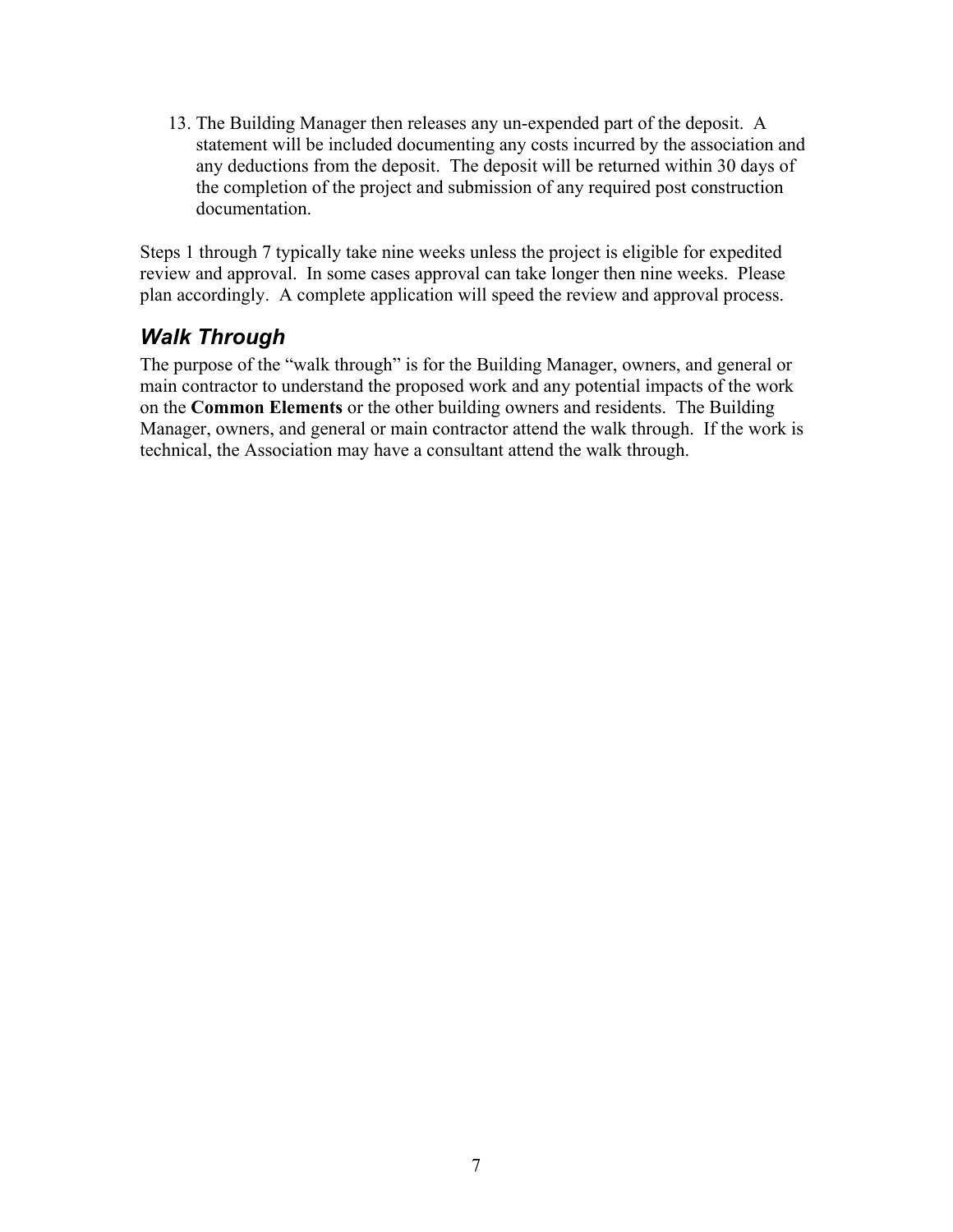13. The Building Manager then releases any un-expended part of the deposit. A statement will be included documenting any costs incurred by the association and any deductions from the deposit. The deposit will be returned within 30 days of the completion of the project and submission of any required post construction documentation.

Steps 1 through 7 typically take nine weeks unless the project is eligible for expedited review and approval. In some cases approval can take longer then nine weeks. Please plan accordingly. A complete application will speed the review and approval process.

## *Walk Through*

The purpose of the "walk through" is for the Building Manager, owners, and general or main contractor to understand the proposed work and any potential impacts of the work on the **Common Elements** or the other building owners and residents. The Building Manager, owners, and general or main contractor attend the walk through. If the work is technical, the Association may have a consultant attend the walk through.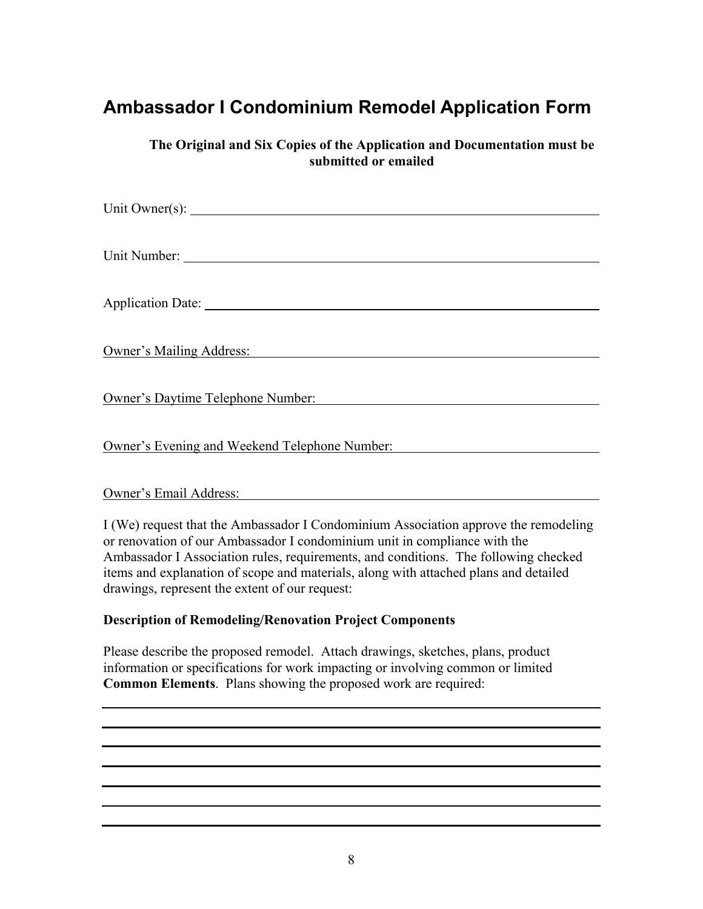# Ambassador I Condominium Remodel Application Form

**The Original and Six Copies of the Application and Documentation must be submitted or emailed**

Unit Owner(s): ______________________________________________

Unit Number: ______________________________________________

Application Date: ______________________________________________

Owner's Mailing Address: ______________________________________________

Owner's Daytime Telephone Number: ______________________________________________

Owner's Evening and Weekend Telephone Number: ______________________________________________

Owner's Email Address: ______________________________________________

I (We) request that the Ambassador I Condominium Association approve the remodeling or renovation of our Ambassador I condominium unit in compliance with the Ambassador I Association rules, requirements, and conditions. The following checked items and explanation of scope and materials, along with attached plans and detailed drawings, represent the extent of our request:

**Description of Remodeling/Renovation Project Components**

Please describe the proposed remodel. Attach drawings, sketches, plans, product information or specifications for work impacting or involving common or limited **Common Elements**. Plans showing the proposed work are required:

______________________________________________

______________________________________________

______________________________________________

______________________________________________

______________________________________________

______________________________________________

______________________________________________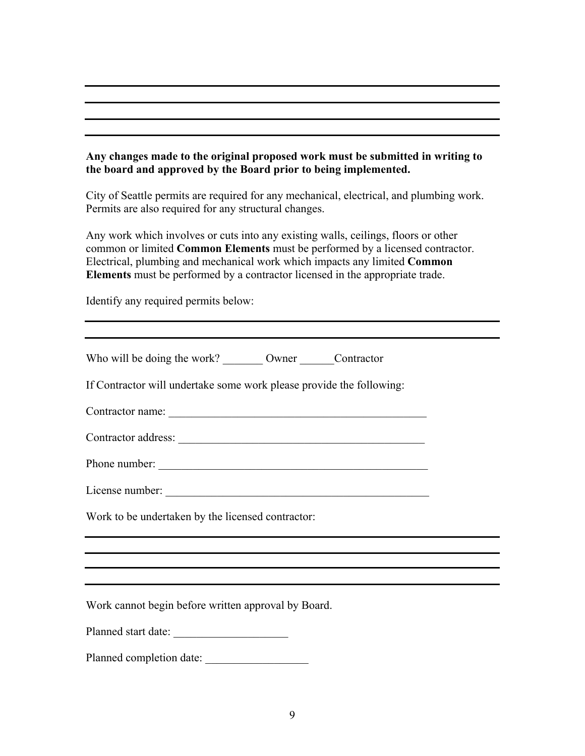**Any changes made to the original proposed work must be submitted in writing to the board and approved by the Board prior to being implemented.**

City of Seattle permits are required for any mechanical, electrical, and plumbing work. Permits are also required for any structural changes.

Any work which involves or cuts into any existing walls, ceilings, floors or other common or limited **Common Elements** must be performed by a licensed contractor. Electrical, plumbing and mechanical work which impacts any limited **Common Elements** must be performed by a contractor licensed in the appropriate trade.

Identify any required permits below:

Who will be doing the work? _______ Owner ______Contractor

If Contractor will undertake some work please provide the following:

Contractor name: ______________________________________________

Contractor address: ____________________________________________

Phone number: _________________________________________________

License number: _______________________________________________

Work to be undertaken by the licensed contractor:

Work cannot begin before written approval by Board.

Planned start date: ____________________

Planned completion date: __________________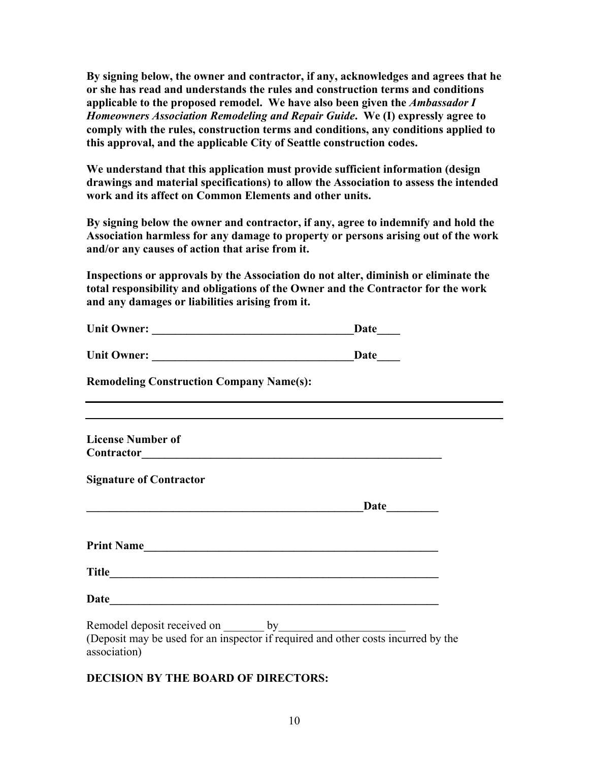**By signing below, the owner and contractor, if any, acknowledges and agrees that he or she has read and understands the rules and construction terms and conditions applicable to the proposed remodel. We have also been given the *Ambassador I Homeowners Association Remodeling and Repair Guide*. We (I) expressly agree to comply with the rules, construction terms and conditions, any conditions applied to this approval, and the applicable City of Seattle construction codes.**

**We understand that this application must provide sufficient information (design drawings and material specifications) to allow the Association to assess the intended work and its affect on Common Elements and other units.**

**By signing below the owner and contractor, if any, agree to indemnify and hold the Association harmless for any damage to property or persons arising out of the work and/or any causes of action that arise from it.**

**Inspections or approvals by the Association do not alter, diminish or eliminate the total responsibility and obligations of the Owner and the Contractor for the work and any damages or liabilities arising from it.**

**Unit Owner: ____________________________________Date____**

**Unit Owner: ____________________________________Date____**

**Remodeling Construction Company Name(s):**

______________________________________________________________________

______________________________________________________________________

**License Number of Contractor______________________________________________________**

**Signature of Contractor**

**__________________________________________________Date_________**

**Print Name_____________________________________________________**

**Title__________________________________________________________**

**Date__________________________________________________________**

Remodel deposit received on _______ by______________________
(Deposit may be used for an inspector if required and other costs incurred by the association)

**DECISION BY THE BOARD OF DIRECTORS:**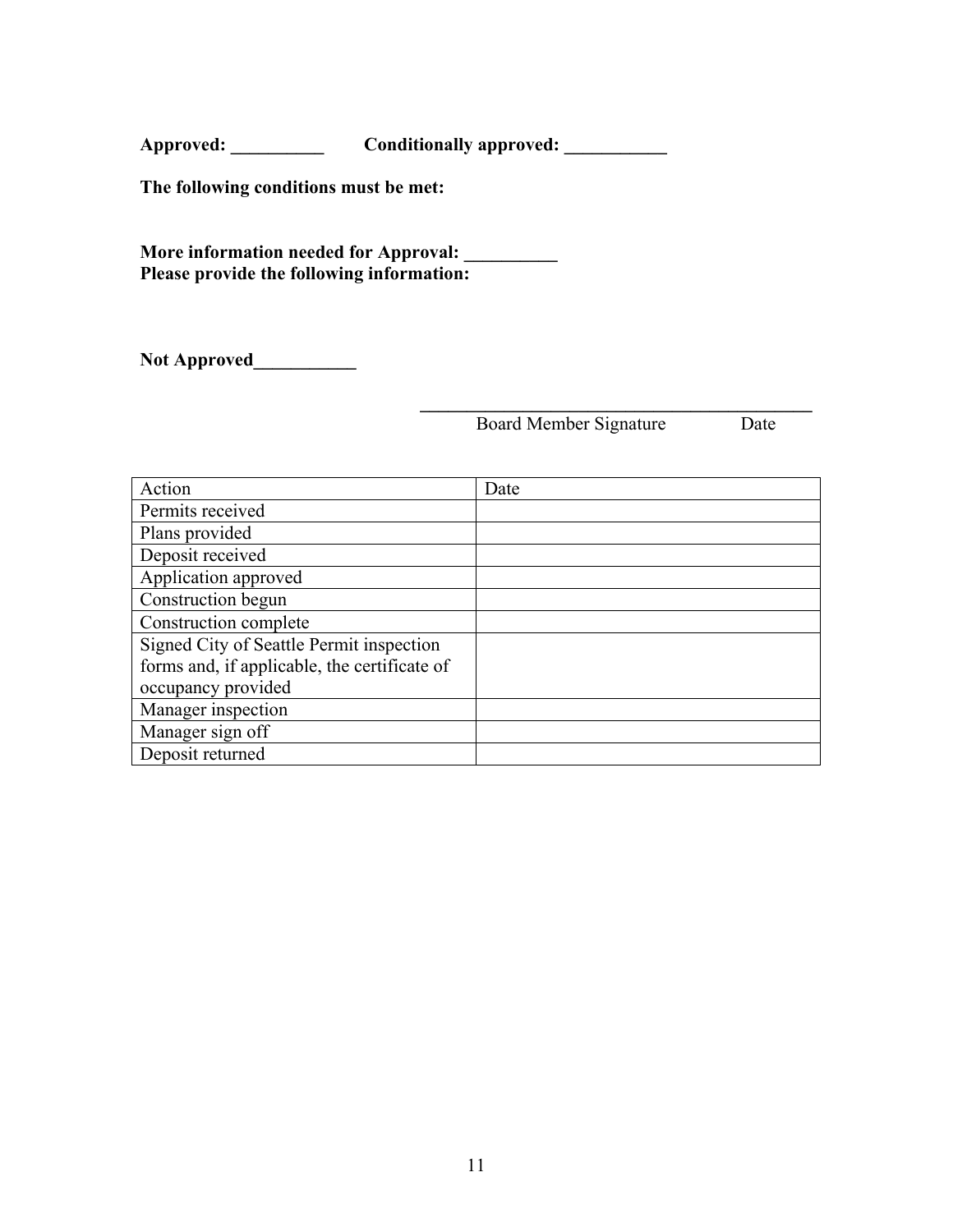**Approved: __________    Conditionally approved: ___________**

**The following conditions must be met:**

**More information needed for Approval: __________**
**Please provide the following information:**

**Not Approved___________**

_____________________________________________
Board Member Signature    Date

| Action | Date |
|---|---|
| Permits received | |
| Plans provided | |
| Deposit received | |
| Application approved | |
| Construction begun | |
| Construction complete | |
| Signed City of Seattle Permit inspection forms and, if applicable, the certificate of occupancy provided | |
| Manager inspection | |
| Manager sign off | |
| Deposit returned | |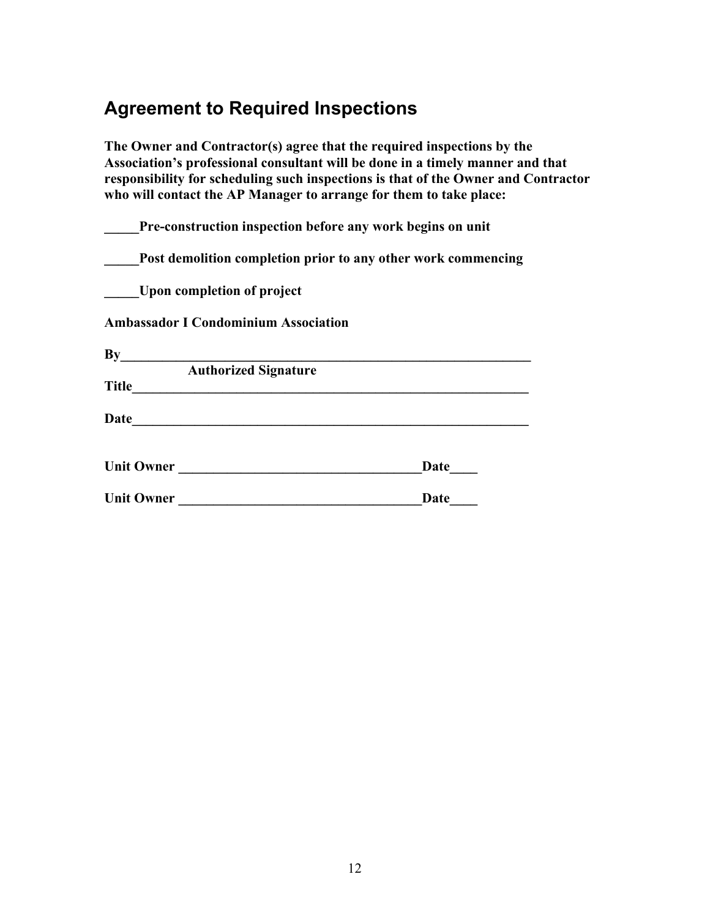## Agreement to Required Inspections

**The Owner and Contractor(s) agree that the required inspections by the Association's professional consultant will be done in a timely manner and that responsibility for scheduling such inspections is that of the Owner and Contractor who will contact the AP Manager to arrange for them to take place:**

**_____Pre-construction inspection before any work begins on unit**

**_____Post demolition completion prior to any other work commencing**

**_____Upon completion of project**

**Ambassador I Condominium Association**

**By_____________________________________________________________**
**Authorized Signature**
**Title____________________________________________________________**

**Date____________________________________________________________**

**Unit Owner ___________________________________Date____**

**Unit Owner ___________________________________Date____**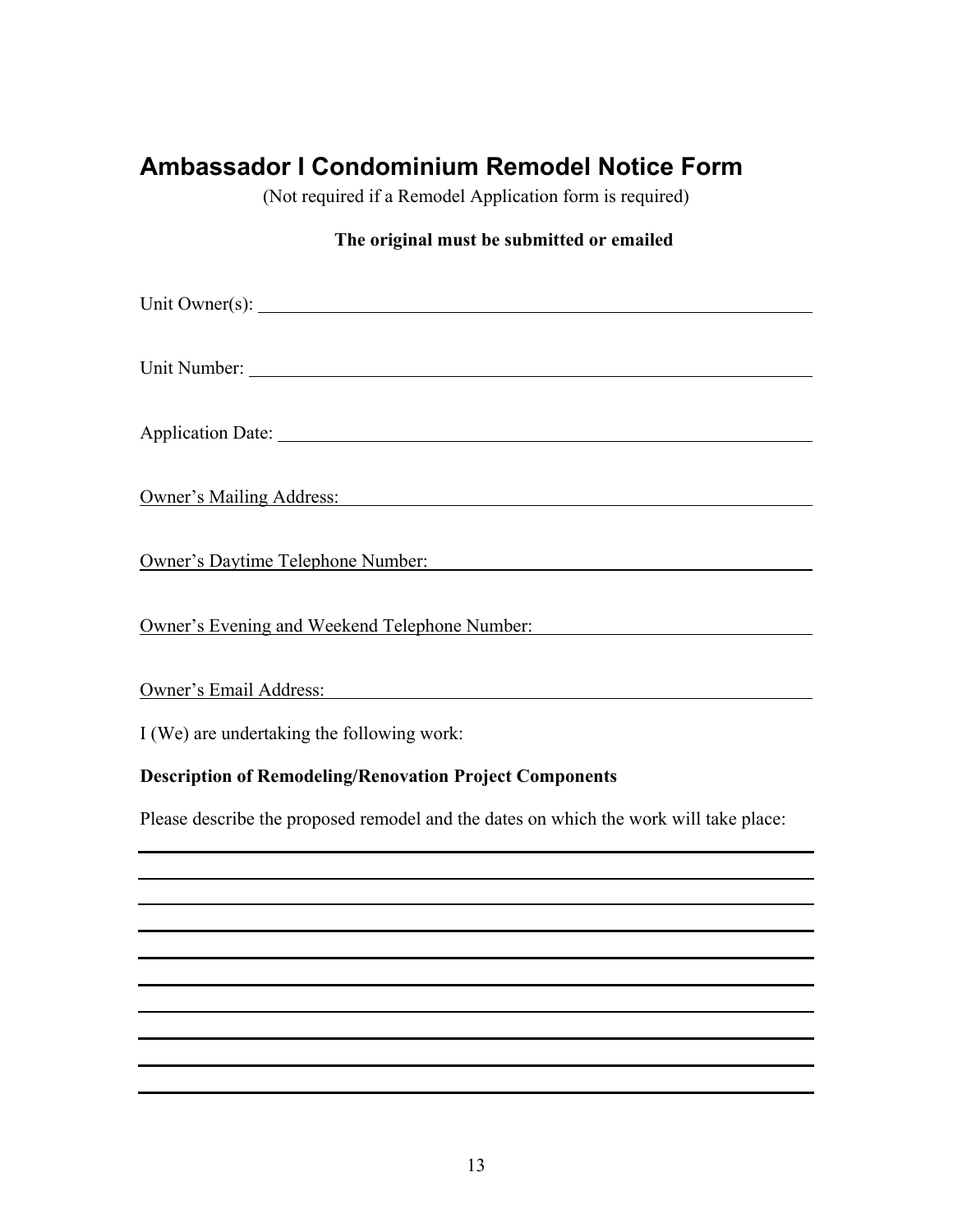# Ambassador I Condominium Remodel Notice Form

(Not required if a Remodel Application form is required)

**The original must be submitted or emailed**

Unit Owner(s): ______________________________________________

Unit Number: ______________________________________________

Application Date: ______________________________________________

Owner's Mailing Address: ______________________________________________

Owner's Daytime Telephone Number: ______________________________________________

Owner's Evening and Weekend Telephone Number: ______________________________________________

Owner's Email Address: ______________________________________________

I (We) are undertaking the following work:

**Description of Remodeling/Renovation Project Components**

Please describe the proposed remodel and the dates on which the work will take place:

______________________________________________

______________________________________________

______________________________________________

______________________________________________

______________________________________________

______________________________________________

______________________________________________

______________________________________________

______________________________________________

______________________________________________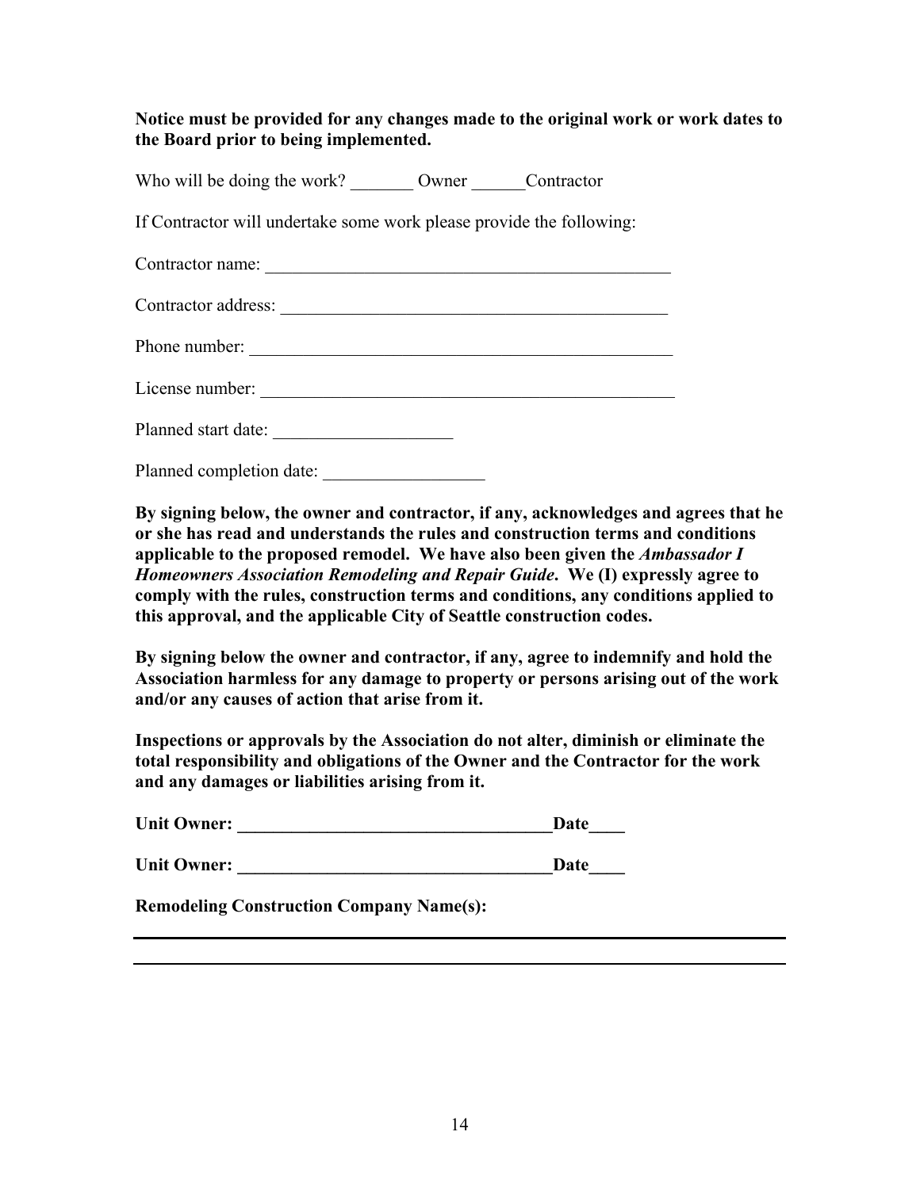**Notice must be provided for any changes made to the original work or work dates to the Board prior to being implemented.**

Who will be doing the work? _______ Owner ______Contractor

If Contractor will undertake some work please provide the following:

Contractor name: _______________________________________________

Contractor address: ____________________________________________

Phone number: _________________________________________________

License number: _______________________________________________

Planned start date: ____________________

Planned completion date: __________________

**By signing below, the owner and contractor, if any, acknowledges and agrees that he or she has read and understands the rules and construction terms and conditions applicable to the proposed remodel. We have also been given the *Ambassador I Homeowners Association Remodeling and Repair Guide*. We (I) expressly agree to comply with the rules, construction terms and conditions, any conditions applied to this approval, and the applicable City of Seattle construction codes.**

**By signing below the owner and contractor, if any, agree to indemnify and hold the Association harmless for any damage to property or persons arising out of the work and/or any causes of action that arise from it.**

**Inspections or approvals by the Association do not alter, diminish or eliminate the total responsibility and obligations of the Owner and the Contractor for the work and any damages or liabilities arising from it.**

**Unit Owner: ___________________________________Date____**

**Unit Owner: ___________________________________Date____**

**Remodeling Construction Company Name(s):**

_______________________________________________________________________

_______________________________________________________________________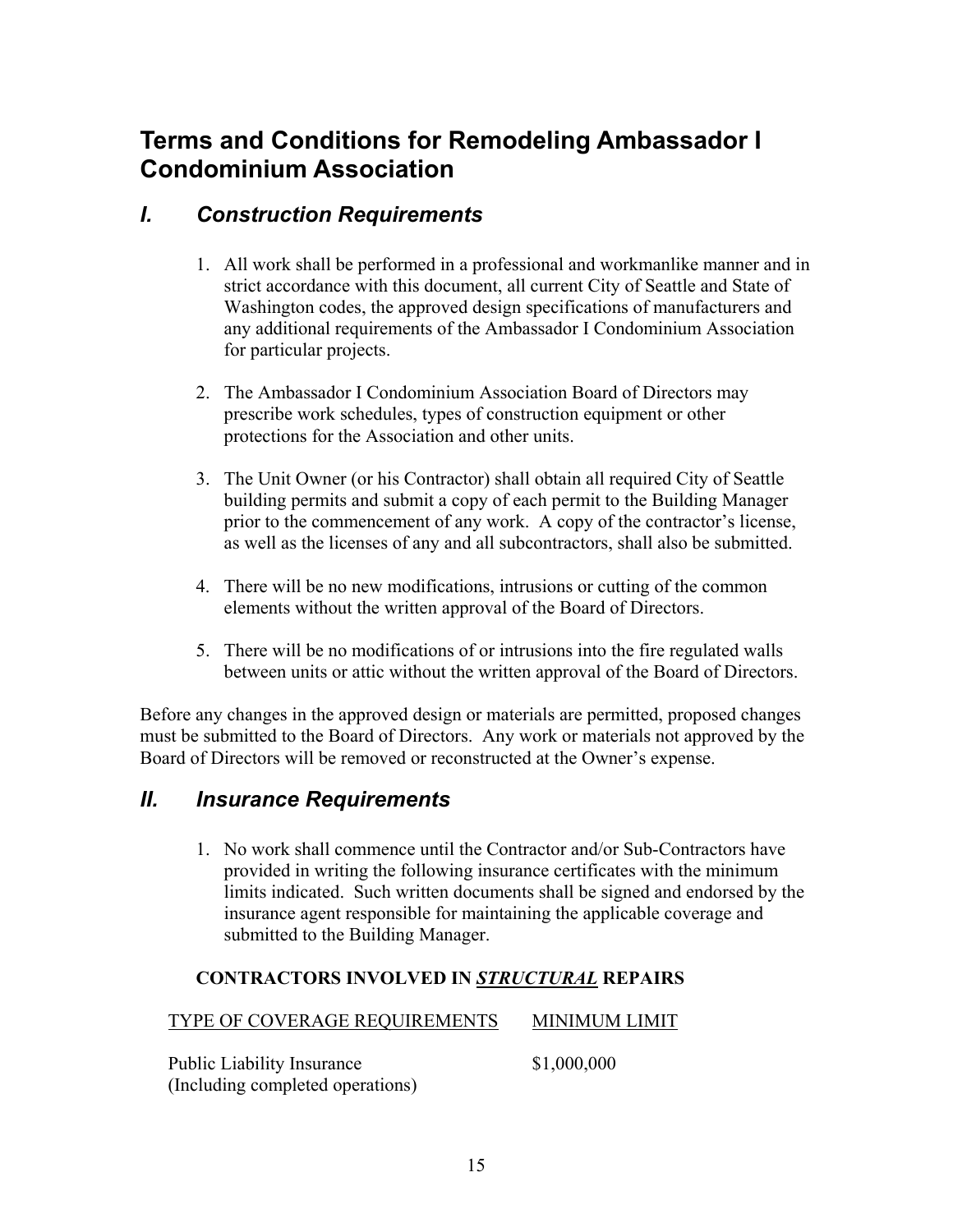# Terms and Conditions for Remodeling Ambassador I Condominium Association

## *I. Construction Requirements*

1. All work shall be performed in a professional and workmanlike manner and in strict accordance with this document, all current City of Seattle and State of Washington codes, the approved design specifications of manufacturers and any additional requirements of the Ambassador I Condominium Association for particular projects.

2. The Ambassador I Condominium Association Board of Directors may prescribe work schedules, types of construction equipment or other protections for the Association and other units.

3. The Unit Owner (or his Contractor) shall obtain all required City of Seattle building permits and submit a copy of each permit to the Building Manager prior to the commencement of any work. A copy of the contractor's license, as well as the licenses of any and all subcontractors, shall also be submitted.

4. There will be no new modifications, intrusions or cutting of the common elements without the written approval of the Board of Directors.

5. There will be no modifications of or intrusions into the fire regulated walls between units or attic without the written approval of the Board of Directors.

Before any changes in the approved design or materials are permitted, proposed changes must be submitted to the Board of Directors. Any work or materials not approved by the Board of Directors will be removed or reconstructed at the Owner's expense.

## *II. Insurance Requirements*

1. No work shall commence until the Contractor and/or Sub-Contractors have provided in writing the following insurance certificates with the minimum limits indicated. Such written documents shall be signed and endorsed by the insurance agent responsible for maintaining the applicable coverage and submitted to the Building Manager.

**CONTRACTORS INVOLVED IN *STRUCTURAL* REPAIRS**

| TYPE OF COVERAGE REQUIREMENTS | MINIMUM LIMIT |
|---|---|
| Public Liability Insurance (Including completed operations) | \$1,000,000 |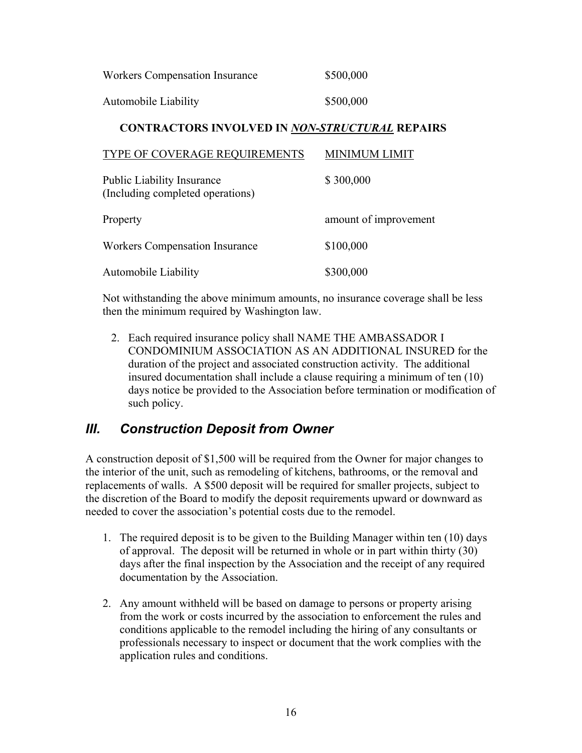| | |
|---|---|
| Workers Compensation Insurance | $500,000 |
| Automobile Liability | $500,000 |

**CONTRACTORS INVOLVED IN *__NON-STRUCTURAL__* REPAIRS**

| TYPE OF COVERAGE REQUIREMENTS | MINIMUM LIMIT |
|---|---|
| Public Liability Insurance (Including completed operations) | $ 300,000 |
| Property | amount of improvement |
| Workers Compensation Insurance | $100,000 |
| Automobile Liability | $300,000 |

Not withstanding the above minimum amounts, no insurance coverage shall be less then the minimum required by Washington law.

2. Each required insurance policy shall NAME THE AMBASSADOR I CONDOMINIUM ASSOCIATION AS AN ADDITIONAL INSURED for the duration of the project and associated construction activity. The additional insured documentation shall include a clause requiring a minimum of ten (10) days notice be provided to the Association before termination or modification of such policy.

## *III. Construction Deposit from Owner*

A construction deposit of $1,500 will be required from the Owner for major changes to the interior of the unit, such as remodeling of kitchens, bathrooms, or the removal and replacements of walls. A $500 deposit will be required for smaller projects, subject to the discretion of the Board to modify the deposit requirements upward or downward as needed to cover the association's potential costs due to the remodel.

1. The required deposit is to be given to the Building Manager within ten (10) days of approval. The deposit will be returned in whole or in part within thirty (30) days after the final inspection by the Association and the receipt of any required documentation by the Association.

2. Any amount withheld will be based on damage to persons or property arising from the work or costs incurred by the association to enforcement the rules and conditions applicable to the remodel including the hiring of any consultants or professionals necessary to inspect or document that the work complies with the application rules and conditions.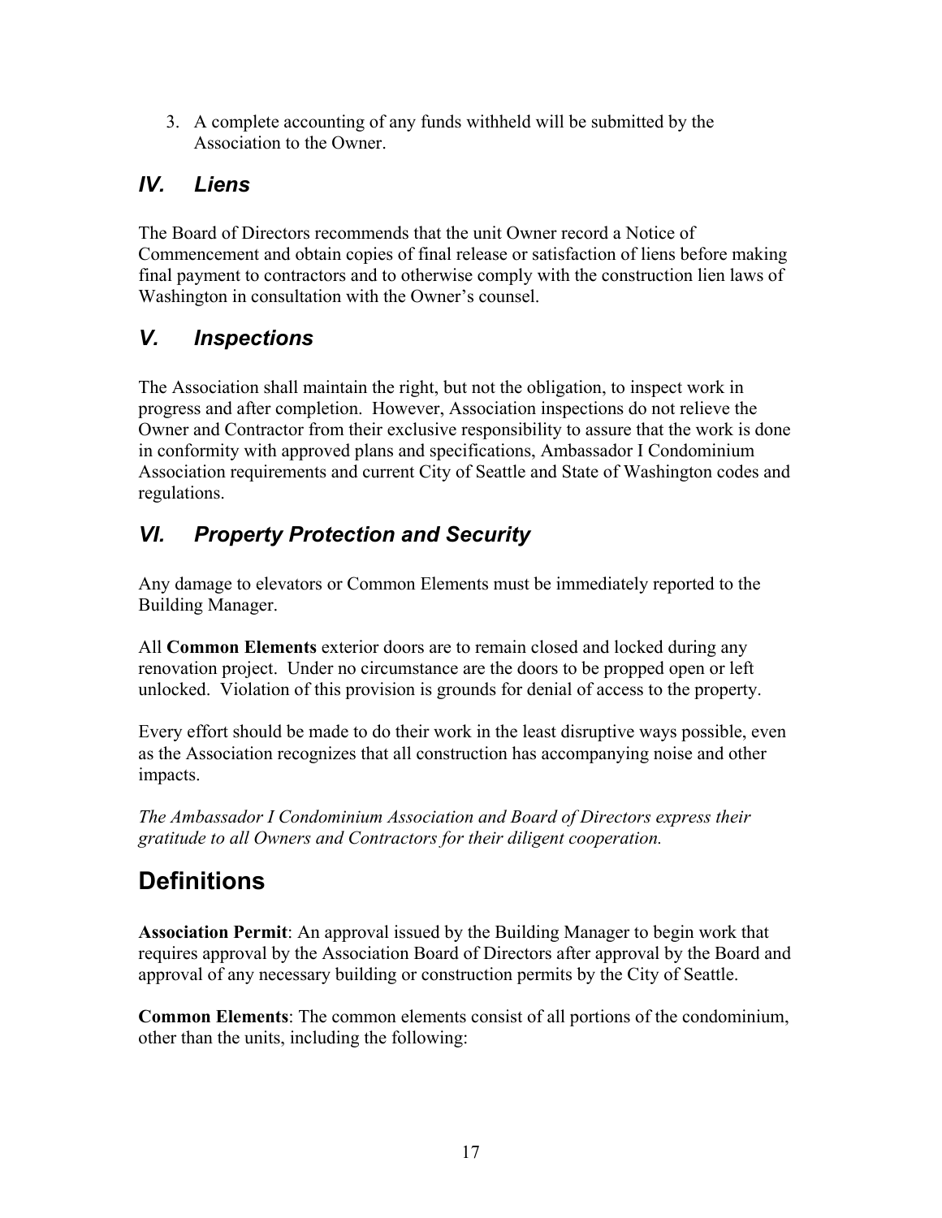3. A complete accounting of any funds withheld will be submitted by the Association to the Owner.

## *IV. Liens*

The Board of Directors recommends that the unit Owner record a Notice of Commencement and obtain copies of final release or satisfaction of liens before making final payment to contractors and to otherwise comply with the construction lien laws of Washington in consultation with the Owner's counsel.

## *V. Inspections*

The Association shall maintain the right, but not the obligation, to inspect work in progress and after completion. However, Association inspections do not relieve the Owner and Contractor from their exclusive responsibility to assure that the work is done in conformity with approved plans and specifications, Ambassador I Condominium Association requirements and current City of Seattle and State of Washington codes and regulations.

## *VI. Property Protection and Security*

Any damage to elevators or Common Elements must be immediately reported to the Building Manager.

All **Common Elements** exterior doors are to remain closed and locked during any renovation project. Under no circumstance are the doors to be propped open or left unlocked. Violation of this provision is grounds for denial of access to the property.

Every effort should be made to do their work in the least disruptive ways possible, even as the Association recognizes that all construction has accompanying noise and other impacts.

*The Ambassador I Condominium Association and Board of Directors express their gratitude to all Owners and Contractors for their diligent cooperation.*

# Definitions

**Association Permit**: An approval issued by the Building Manager to begin work that requires approval by the Association Board of Directors after approval by the Board and approval of any necessary building or construction permits by the City of Seattle.

**Common Elements**: The common elements consist of all portions of the condominium, other than the units, including the following: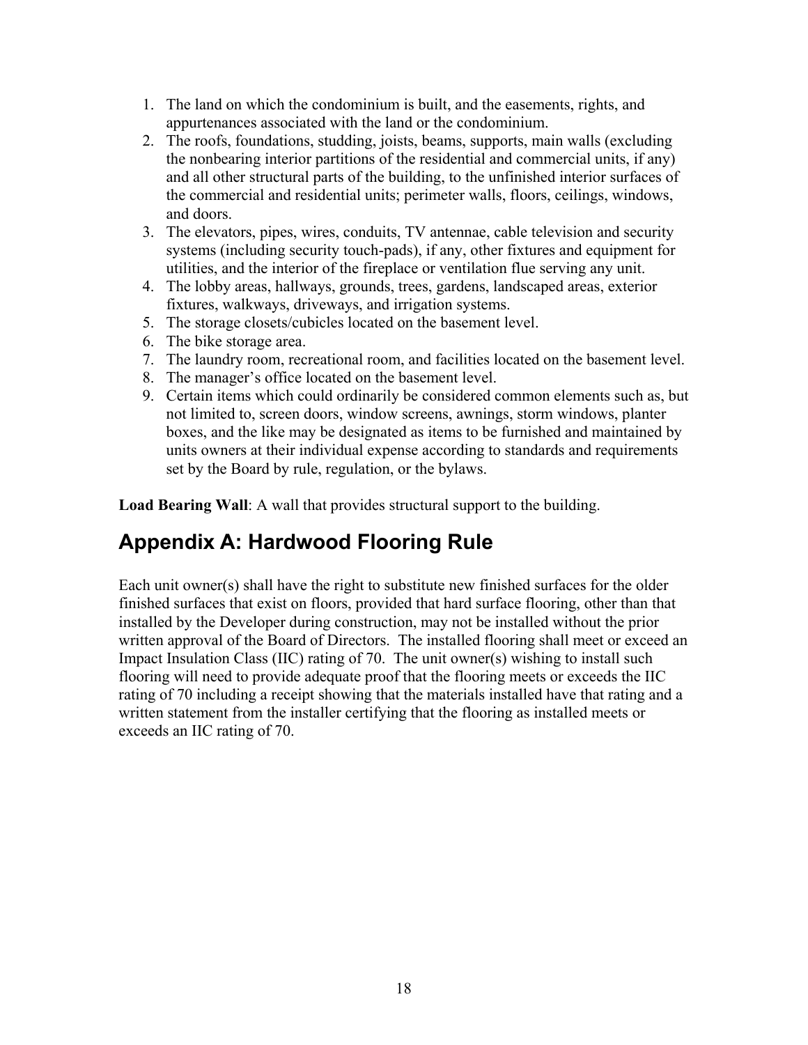1. The land on which the condominium is built, and the easements, rights, and appurtenances associated with the land or the condominium.
2. The roofs, foundations, studding, joists, beams, supports, main walls (excluding the nonbearing interior partitions of the residential and commercial units, if any) and all other structural parts of the building, to the unfinished interior surfaces of the commercial and residential units; perimeter walls, floors, ceilings, windows, and doors.
3. The elevators, pipes, wires, conduits, TV antennae, cable television and security systems (including security touch-pads), if any, other fixtures and equipment for utilities, and the interior of the fireplace or ventilation flue serving any unit.
4. The lobby areas, hallways, grounds, trees, gardens, landscaped areas, exterior fixtures, walkways, driveways, and irrigation systems.
5. The storage closets/cubicles located on the basement level.
6. The bike storage area.
7. The laundry room, recreational room, and facilities located on the basement level.
8. The manager's office located on the basement level.
9. Certain items which could ordinarily be considered common elements such as, but not limited to, screen doors, window screens, awnings, storm windows, planter boxes, and the like may be designated as items to be furnished and maintained by units owners at their individual expense according to standards and requirements set by the Board by rule, regulation, or the bylaws.

**Load Bearing Wall**: A wall that provides structural support to the building.

## Appendix A: Hardwood Flooring Rule

Each unit owner(s) shall have the right to substitute new finished surfaces for the older finished surfaces that exist on floors, provided that hard surface flooring, other than that installed by the Developer during construction, may not be installed without the prior written approval of the Board of Directors. The installed flooring shall meet or exceed an Impact Insulation Class (IIC) rating of 70. The unit owner(s) wishing to install such flooring will need to provide adequate proof that the flooring meets or exceeds the IIC rating of 70 including a receipt showing that the materials installed have that rating and a written statement from the installer certifying that the flooring as installed meets or exceeds an IIC rating of 70.